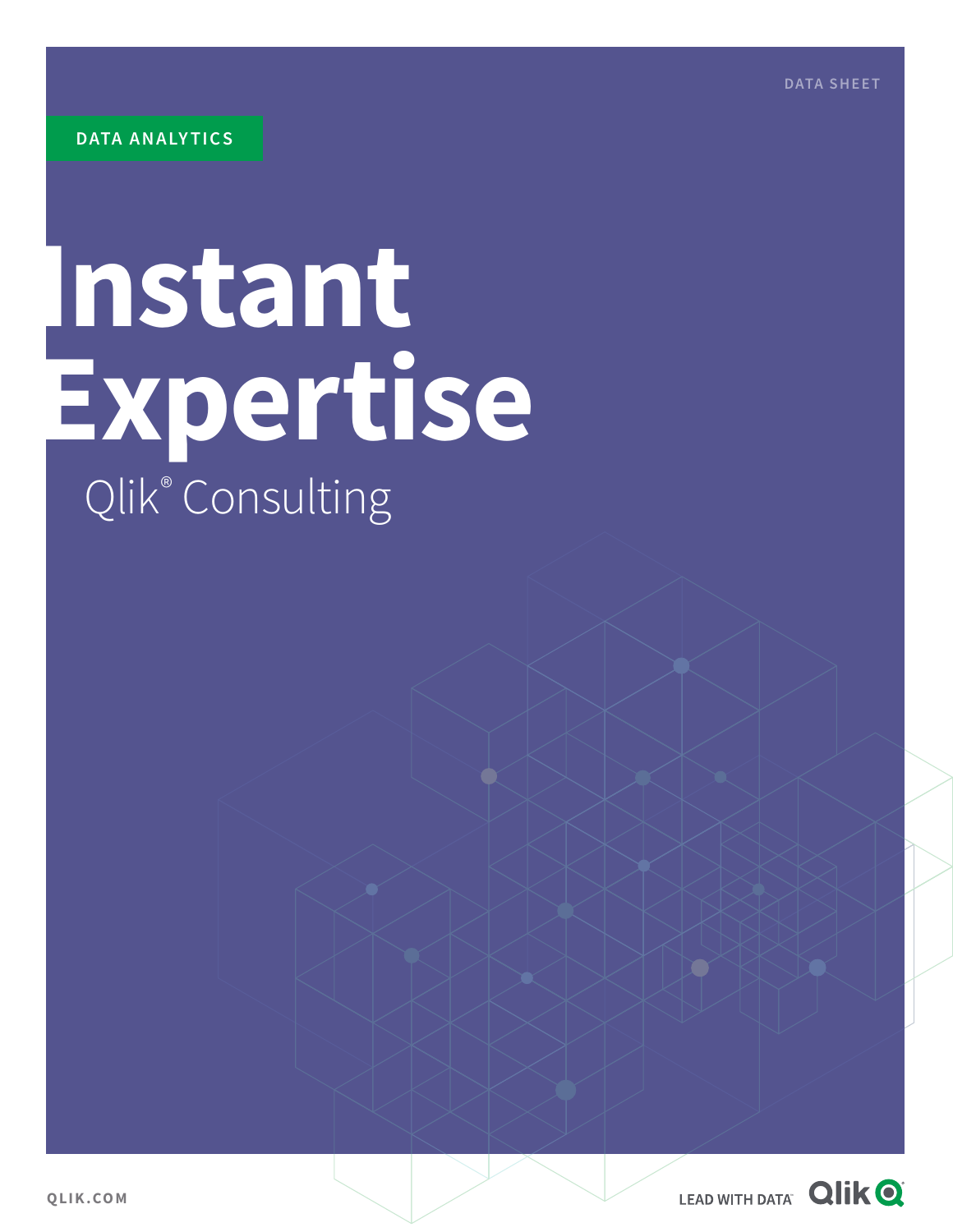DATA SHEET

DATA ANALYTICS

# Instant Expertise

## Qlik® Consulting

QLIK.COM

LEAD WITH DATA™ Qlik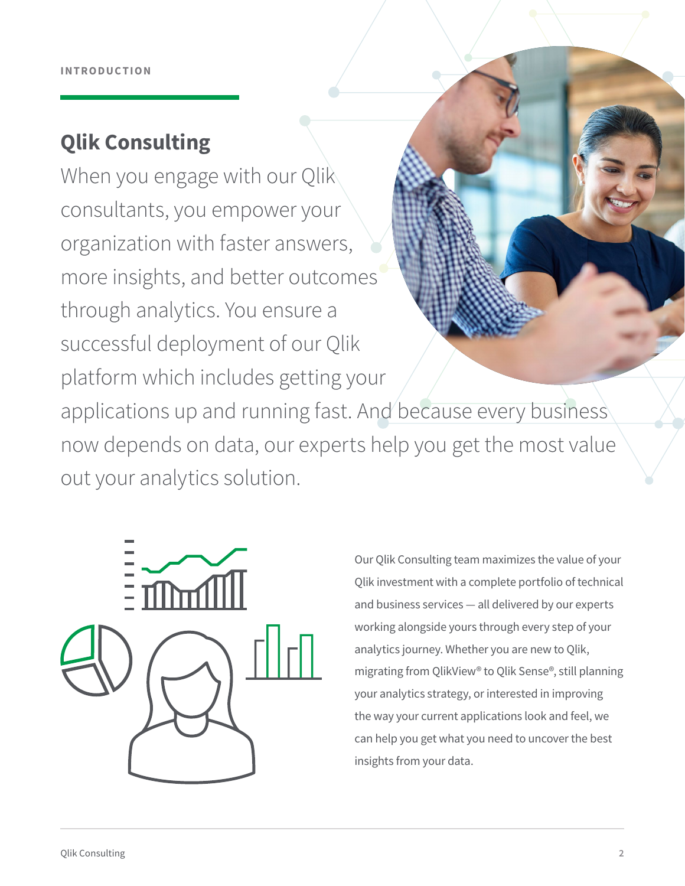INTRODUCTION

## Qlik Consulting

When you engage with our Qlik consultants, you empower your organization with faster answers, more insights, and better outcomes through analytics. You ensure a successful deployment of our Qlik platform which includes getting your applications up and running fast. And because every business now depends on data, our experts help you get the most value out your analytics solution.

Our Qlik Consulting team maximizes the value of your Qlik investment with a complete portfolio of technical and business services — all delivered by our experts working alongside yours through every step of your analytics journey. Whether you are new to Qlik, migrating from QlikView® to Qlik Sense®, still planning your analytics strategy, or interested in improving the way your current applications look and feel, we can help you get what you need to uncover the best insights from your data.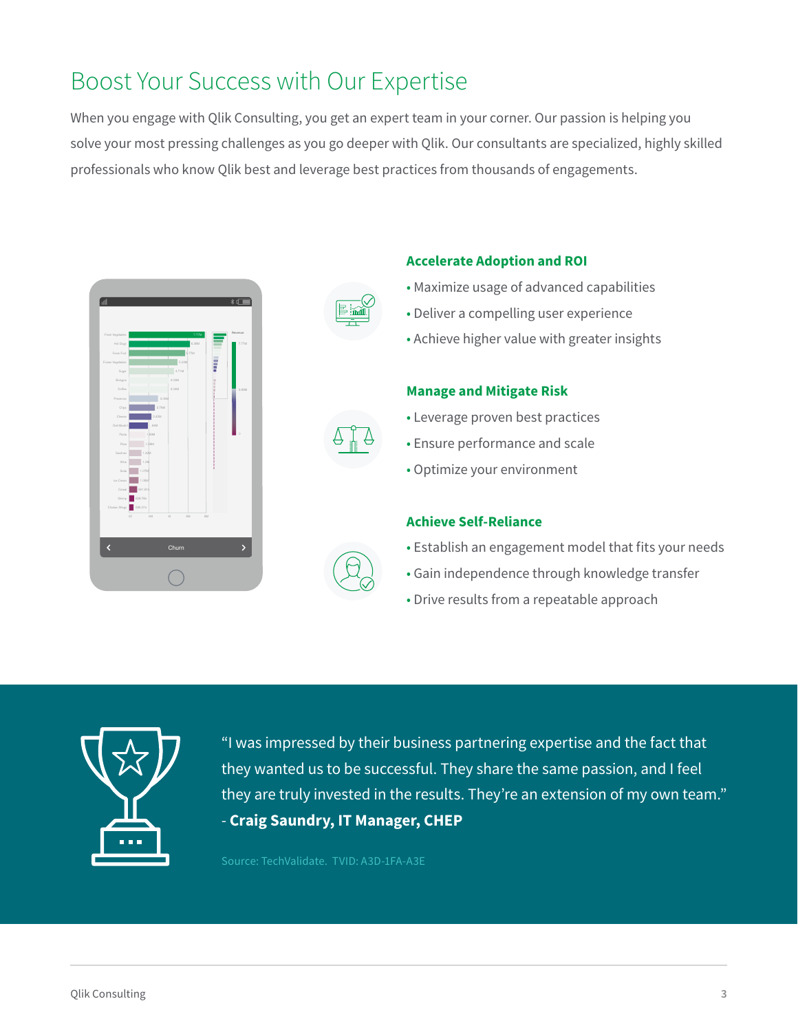# Boost Your Success with Our Expertise

When you engage with Qlik Consulting, you get an expert team in your corner. Our passion is helping you solve your most pressing challenges as you go deeper with Qlik. Our consultants are specialized, highly skilled professionals who know Qlik best and leverage best practices from thousands of engagements.

### Accelerate Adoption and ROI

- Maximize usage of advanced capabilities
- Deliver a compelling user experience
- Achieve higher value with greater insights

### Manage and Mitigate Risk

- Leverage proven best practices
- Ensure performance and scale
- Optimize your environment

### Achieve Self-Reliance

- Establish an engagement model that fits your needs
- Gain independence through knowledge transfer
- Drive results from a repeatable approach

"I was impressed by their business partnering expertise and the fact that they wanted us to be successful. They share the same passion, and I feel they are truly invested in the results. They're an extension of my own team."
- **Craig Saundry, IT Manager, CHEP**

Source: TechValidate. TVID: A3D-1FA-A3E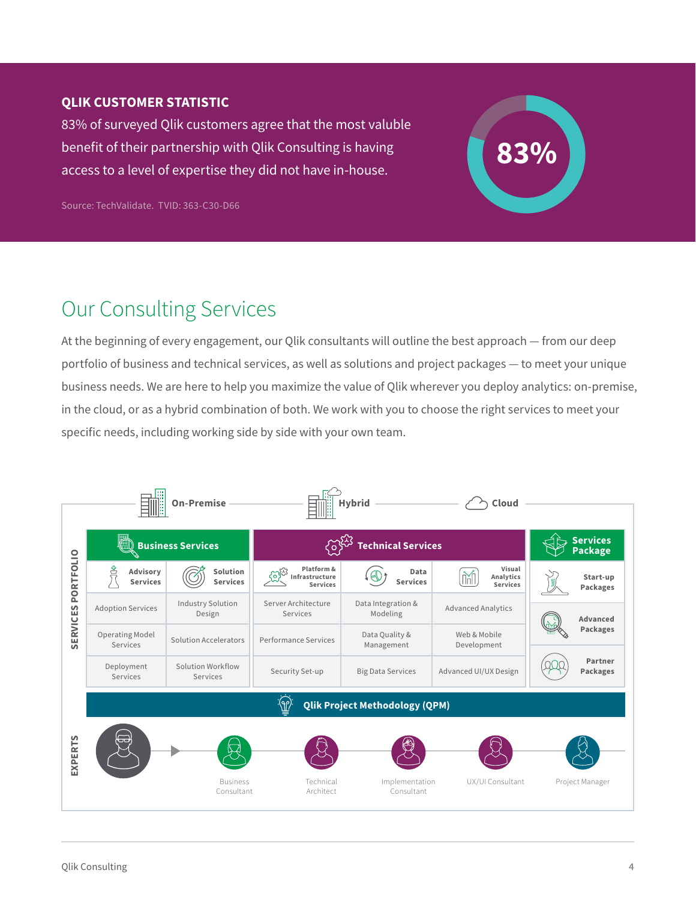**QLIK CUSTOMER STATISTIC**

83% of surveyed Qlik customers agree that the most valuble benefit of their partnership with Qlik Consulting is having access to a level of expertise they did not have in-house.

Source: TechValidate. TVID: 363-C30-D66

83%

## Our Consulting Services

At the beginning of every engagement, our Qlik consultants will outline the best approach — from our deep portfolio of business and technical services, as well as solutions and project packages — to meet your unique business needs. We are here to help you maximize the value of Qlik wherever you deploy analytics: on-premise, in the cloud, or as a hybrid combination of both. We work with you to choose the right services to meet your specific needs, including working side by side with your own team.

On-Premise — Hybrid — Cloud

**SERVICES PORTFOLIO**

| Business Services | | Technical Services | | | Services Package |
|---|---|---|---|---|---|
| **Advisory Services** | **Solution Services** | **Platform & Infrastructure Services** | **Data Services** | **Visual Analytics Services** | **Start-up Packages** |
| Adoption Services | Industry Solution Design | Server Architecture Services | Data Integration & Modeling | Advanced Analytics | **Advanced Packages** |
| Operating Model Services | Solution Accelerators | Performance Services | Data Quality & Management | Web & Mobile Development | **Partner Packages** |
| Deployment Services | Solution Workflow Services | Security Set-up | Big Data Services | Advanced UI/UX Design | |

**Qlik Project Methodology (QPM)**

**EXPERTS**

Business Consultant — Technical Architect — Implementation Consultant — UX/UI Consultant — Project Manager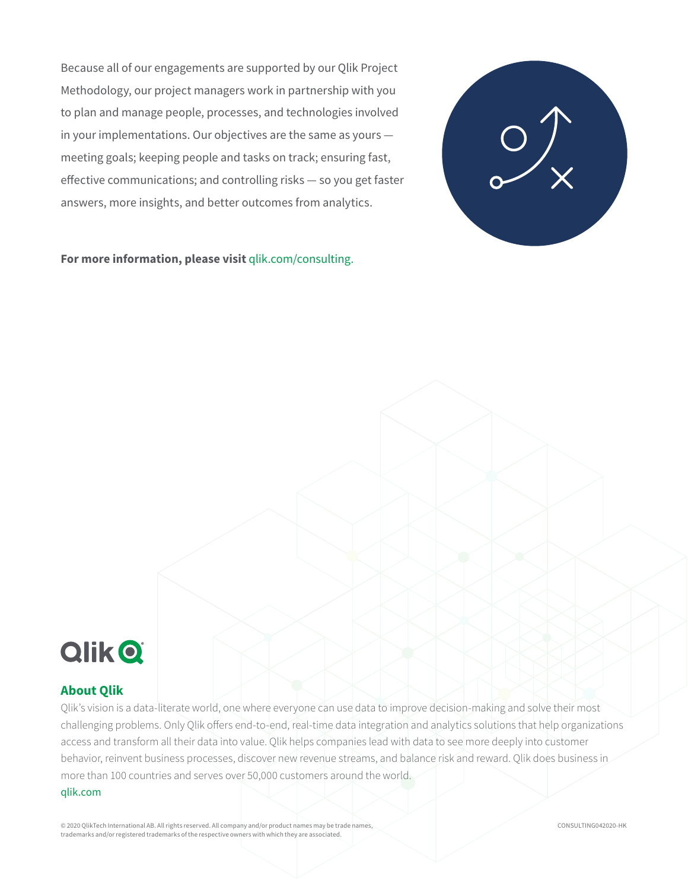Because all of our engagements are supported by our Qlik Project Methodology, our project managers work in partnership with you to plan and manage people, processes, and technologies involved in your implementations. Our objectives are the same as yours — meeting goals; keeping people and tasks on track; ensuring fast, effective communications; and controlling risks — so you get faster answers, more insights, and better outcomes from analytics.

**For more information, please visit** qlik.com/consulting.

Qlik

## About Qlik

Qlik's vision is a data-literate world, one where everyone can use data to improve decision-making and solve their most challenging problems. Only Qlik offers end-to-end, real-time data integration and analytics solutions that help organizations access and transform all their data into value. Qlik helps companies lead with data to see more deeply into customer behavior, reinvent business processes, discover new revenue streams, and balance risk and reward. Qlik does business in more than 100 countries and serves over 50,000 customers around the world.

qlik.com

© 2020 QlikTech International AB. All rights reserved. All company and/or product names may be trade names, trademarks and/or registered trademarks of the respective owners with which they are associated.

CONSULTING042020-HK